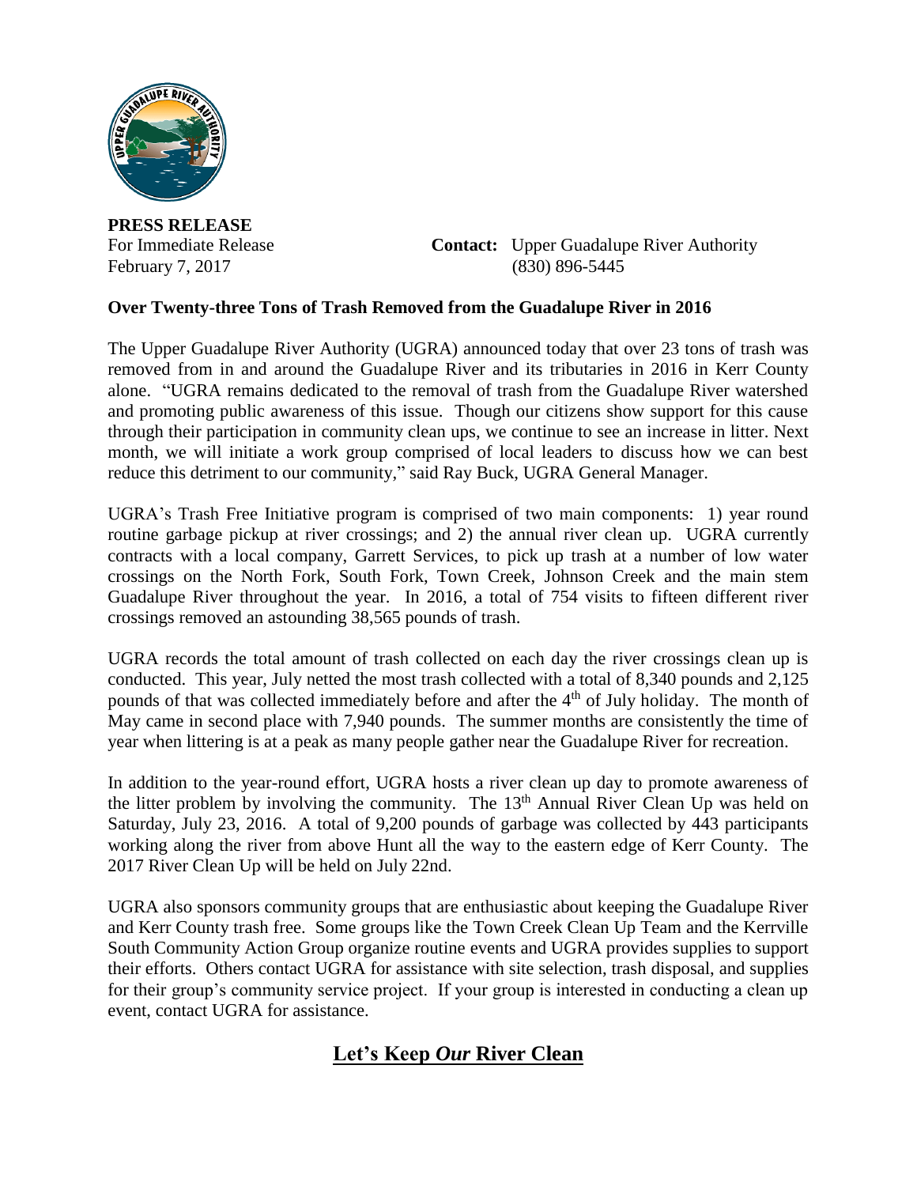**PRESS RELEASE**

For Immediate Release
February 7, 2017

**Contact:** Upper Guadalupe River Authority
(830) 896-5445

**Over Twenty-three Tons of Trash Removed from the Guadalupe River in 2016**

The Upper Guadalupe River Authority (UGRA) announced today that over 23 tons of trash was removed from in and around the Guadalupe River and its tributaries in 2016 in Kerr County alone. "UGRA remains dedicated to the removal of trash from the Guadalupe River watershed and promoting public awareness of this issue. Though our citizens show support for this cause through their participation in community clean ups, we continue to see an increase in litter. Next month, we will initiate a work group comprised of local leaders to discuss how we can best reduce this detriment to our community," said Ray Buck, UGRA General Manager.

UGRA's Trash Free Initiative program is comprised of two main components: 1) year round routine garbage pickup at river crossings; and 2) the annual river clean up. UGRA currently contracts with a local company, Garrett Services, to pick up trash at a number of low water crossings on the North Fork, South Fork, Town Creek, Johnson Creek and the main stem Guadalupe River throughout the year. In 2016, a total of 754 visits to fifteen different river crossings removed an astounding 38,565 pounds of trash.

UGRA records the total amount of trash collected on each day the river crossings clean up is conducted. This year, July netted the most trash collected with a total of 8,340 pounds and 2,125 pounds of that was collected immediately before and after the 4th of July holiday. The month of May came in second place with 7,940 pounds. The summer months are consistently the time of year when littering is at a peak as many people gather near the Guadalupe River for recreation.

In addition to the year-round effort, UGRA hosts a river clean up day to promote awareness of the litter problem by involving the community. The 13th Annual River Clean Up was held on Saturday, July 23, 2016. A total of 9,200 pounds of garbage was collected by 443 participants working along the river from above Hunt all the way to the eastern edge of Kerr County. The 2017 River Clean Up will be held on July 22nd.

UGRA also sponsors community groups that are enthusiastic about keeping the Guadalupe River and Kerr County trash free. Some groups like the Town Creek Clean Up Team and the Kerrville South Community Action Group organize routine events and UGRA provides supplies to support their efforts. Others contact UGRA for assistance with site selection, trash disposal, and supplies for their group's community service project. If your group is interested in conducting a clean up event, contact UGRA for assistance.

## Let's Keep *Our* River Clean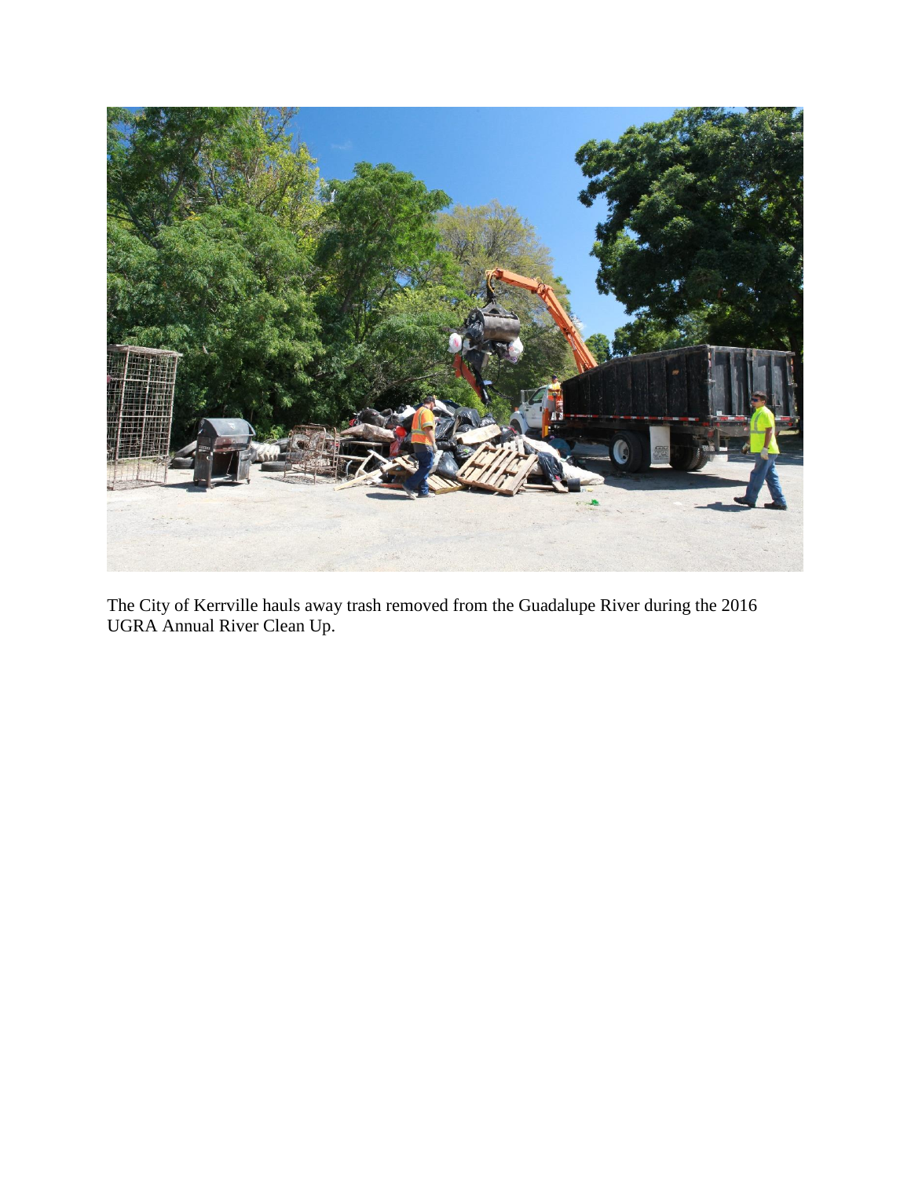The City of Kerrville hauls away trash removed from the Guadalupe River during the 2016 UGRA Annual River Clean Up.